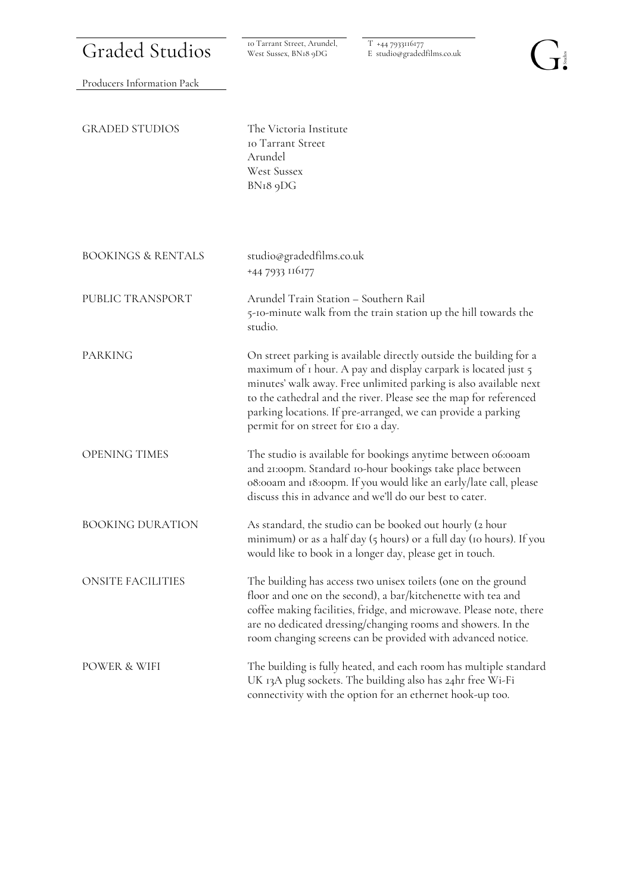# Graded Studios

10 Tarrant Street, Arundel, West Sussex, BN18 9DG

T +44 7933116177
E studio@gradedfilms.co.uk

Producers Information Pack

| | |
|---|---|
| GRADED STUDIOS | The Victoria Institute<br>10 Tarrant Street<br>Arundel<br>West Sussex<br>BN18 9DG |
| BOOKINGS & RENTALS | studio@gradedfilms.co.uk<br>+44 7933 116177 |
| PUBLIC TRANSPORT | Arundel Train Station – Southern Rail<br>5-10-minute walk from the train station up the hill towards the studio. |
| PARKING | On street parking is available directly outside the building for a maximum of 1 hour. A pay and display carpark is located just 5 minutes' walk away. Free unlimited parking is also available next to the cathedral and the river. Please see the map for referenced parking locations. If pre-arranged, we can provide a parking permit for on street for £10 a day. |
| OPENING TIMES | The studio is available for bookings anytime between 06:00am and 21:00pm. Standard 10-hour bookings take place between 08:00am and 18:00pm. If you would like an early/late call, please discuss this in advance and we'll do our best to cater. |
| BOOKING DURATION | As standard, the studio can be booked out hourly (2 hour minimum) or as a half day (5 hours) or a full day (10 hours). If you would like to book in a longer day, please get in touch. |
| ONSITE FACILITIES | The building has access two unisex toilets (one on the ground floor and one on the second), a bar/kitchenette with tea and coffee making facilities, fridge, and microwave. Please note, there are no dedicated dressing/changing rooms and showers. In the room changing screens can be provided with advanced notice. |
| POWER & WIFI | The building is fully heated, and each room has multiple standard UK 13A plug sockets. The building also has 24hr free Wi-Fi connectivity with the option for an ethernet hook-up too. |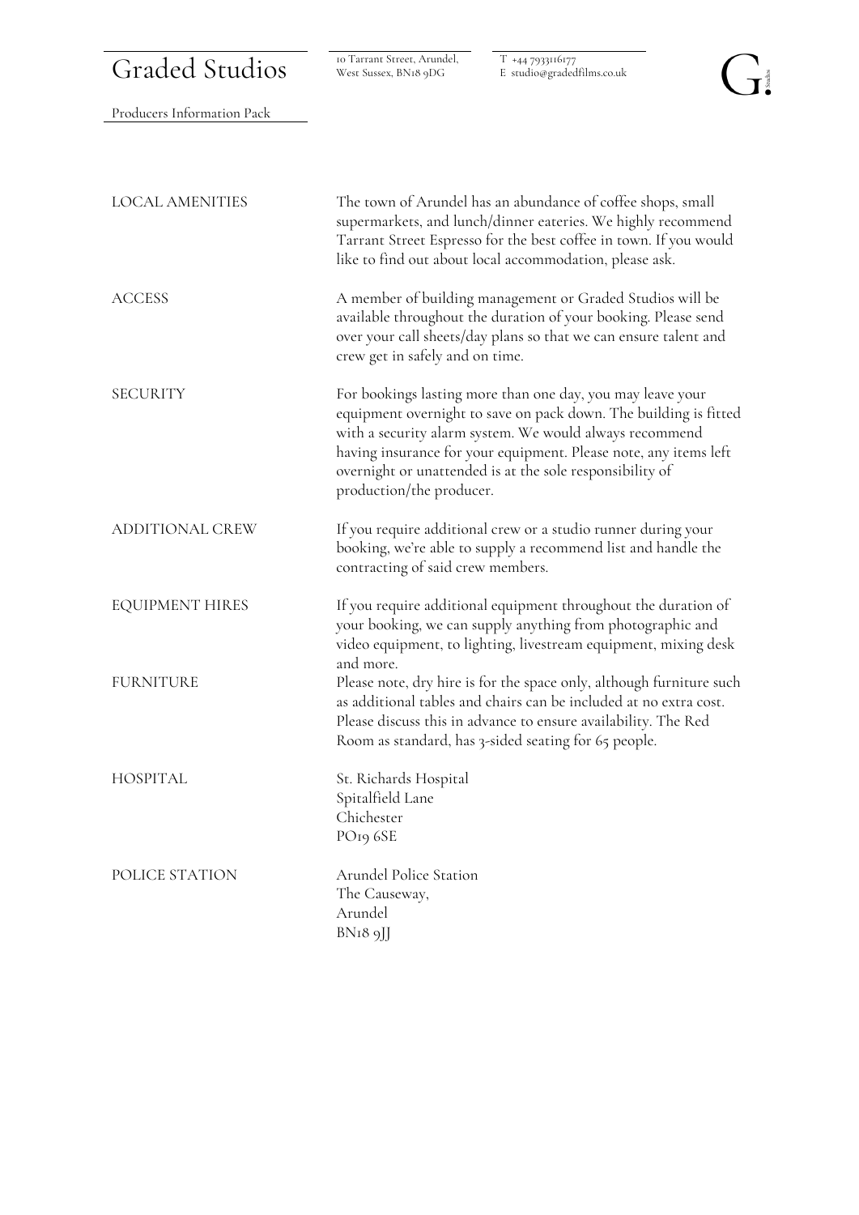| | |
|---|---|
| LOCAL AMENITIES | The town of Arundel has an abundance of coffee shops, small supermarkets, and lunch/dinner eateries. We highly recommend Tarrant Street Espresso for the best coffee in town. If you would like to find out about local accommodation, please ask. |
| ACCESS | A member of building management or Graded Studios will be available throughout the duration of your booking. Please send over your call sheets/day plans so that we can ensure talent and crew get in safely and on time. |
| SECURITY | For bookings lasting more than one day, you may leave your equipment overnight to save on pack down. The building is fitted with a security alarm system. We would always recommend having insurance for your equipment. Please note, any items left overnight or unattended is at the sole responsibility of production/the producer. |
| ADDITIONAL CREW | If you require additional crew or a studio runner during your booking, we're able to supply a recommend list and handle the contracting of said crew members. |
| EQUIPMENT HIRES | If you require additional equipment throughout the duration of your booking, we can supply anything from photographic and video equipment, to lighting, livestream equipment, mixing desk and more. |
| FURNITURE | Please note, dry hire is for the space only, although furniture such as additional tables and chairs can be included at no extra cost. Please discuss this in advance to ensure availability. The Red Room as standard, has 3-sided seating for 65 people. |
| HOSPITAL | St. Richards Hospital<br>Spitalfield Lane<br>Chichester<br>PO19 6SE |
| POLICE STATION | Arundel Police Station<br>The Causeway,<br>Arundel<br>BN18 9JJ |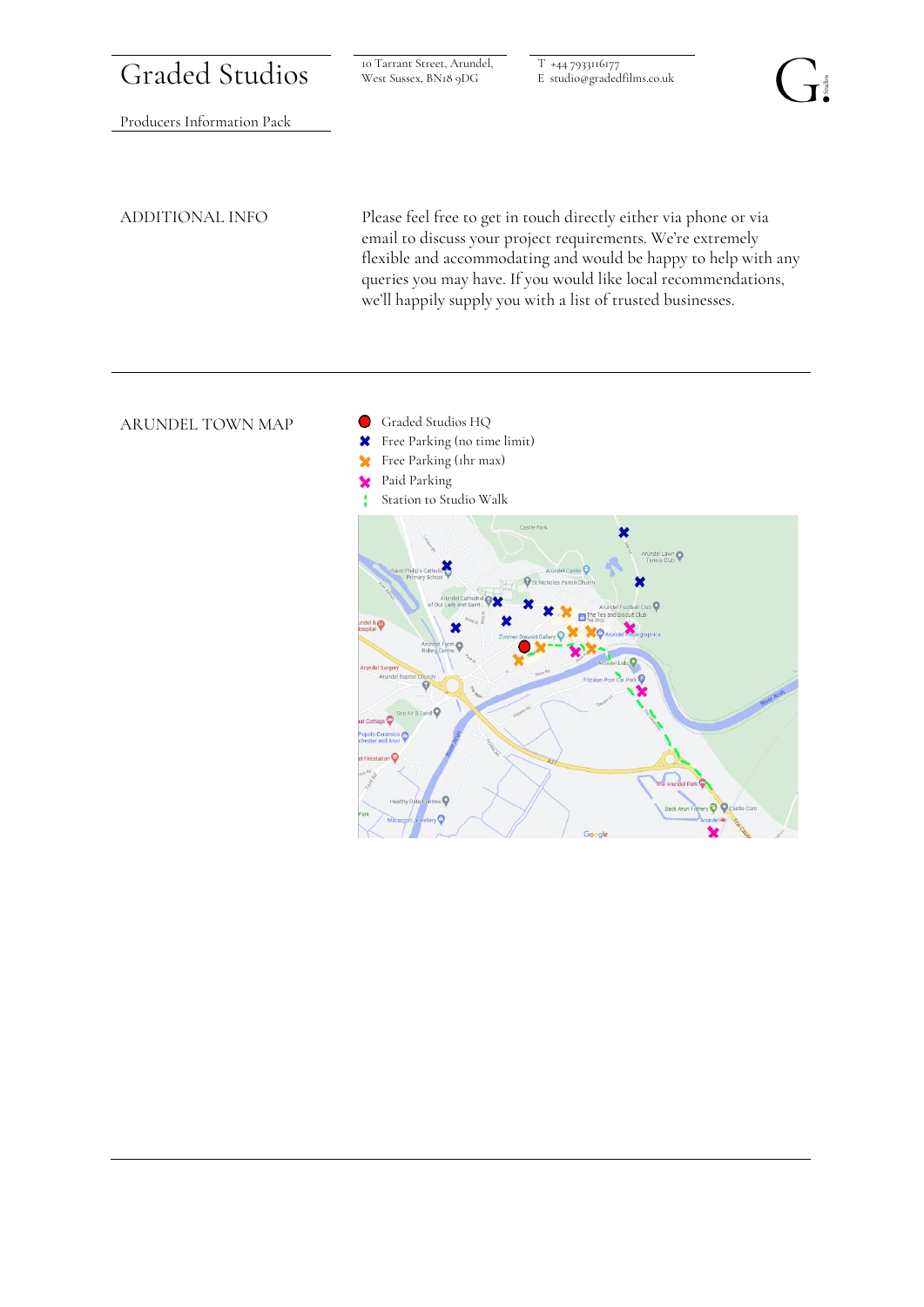# Graded Studios

Producers Information Pack

10 Tarrant Street, Arundel,
West Sussex, BN18 9DG

T +44 7933116177
E studio@gradedfilms.co.uk

## ADDITIONAL INFO

Please feel free to get in touch directly either via phone or via email to discuss your project requirements. We're extremely flexible and accommodating and would be happy to help with any queries you may have. If you would like local recommendations, we'll happily supply you with a list of trusted businesses.

## ARUNDEL TOWN MAP

- Graded Studios HQ
- Free Parking (no time limit)
- Free Parking (1hr max)
- Paid Parking
- Station to Studio Walk